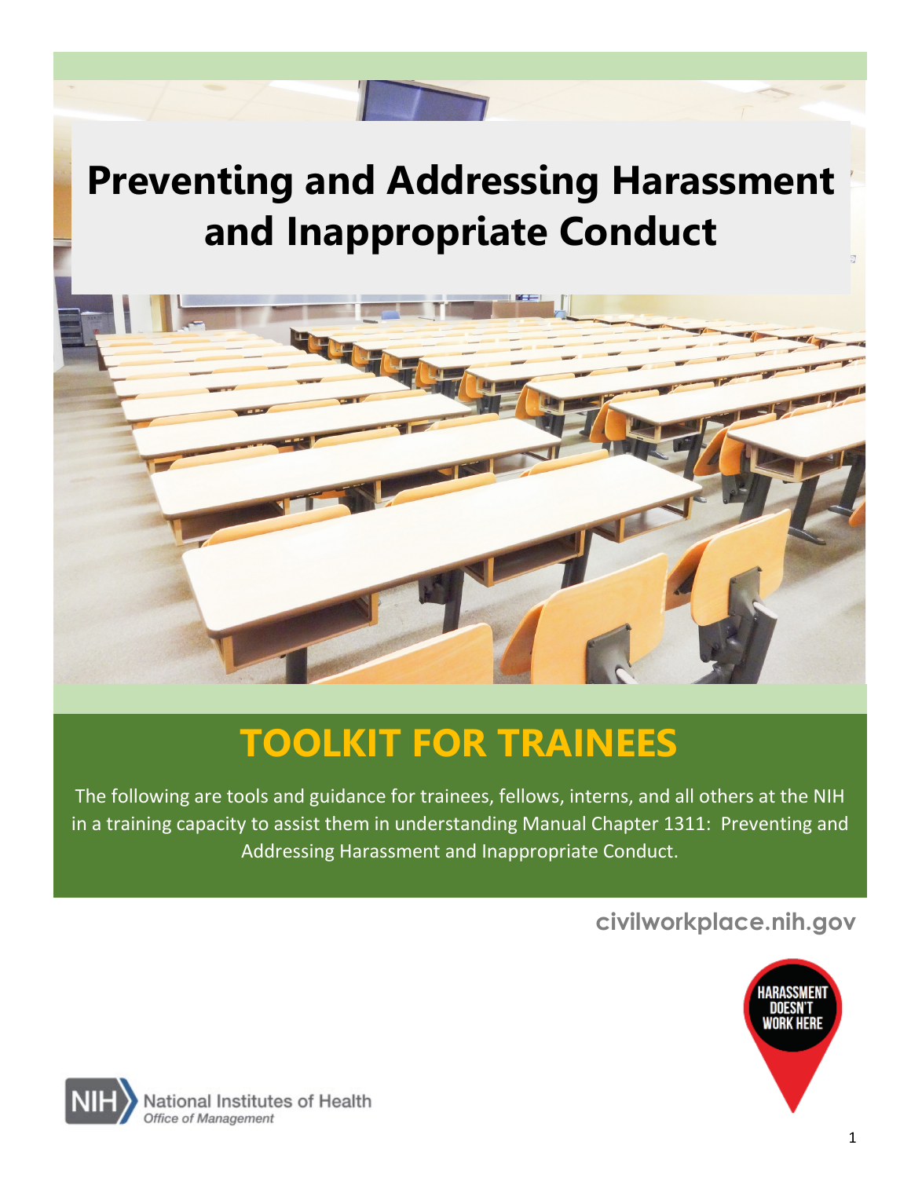# Preventing and Addressing Harassment and Inappropriate Conduct

## TOOLKIT FOR TRAINEES

The following are tools and guidance for trainees, fellows, interns, and all others at the NIH in a training capacity to assist them in understanding Manual Chapter 1311: Preventing and Addressing Harassment and Inappropriate Conduct.

civilworkplace.nih.gov

HARASSMENT DOESN'T WORK HERE

National Institutes of Health
*Office of Management*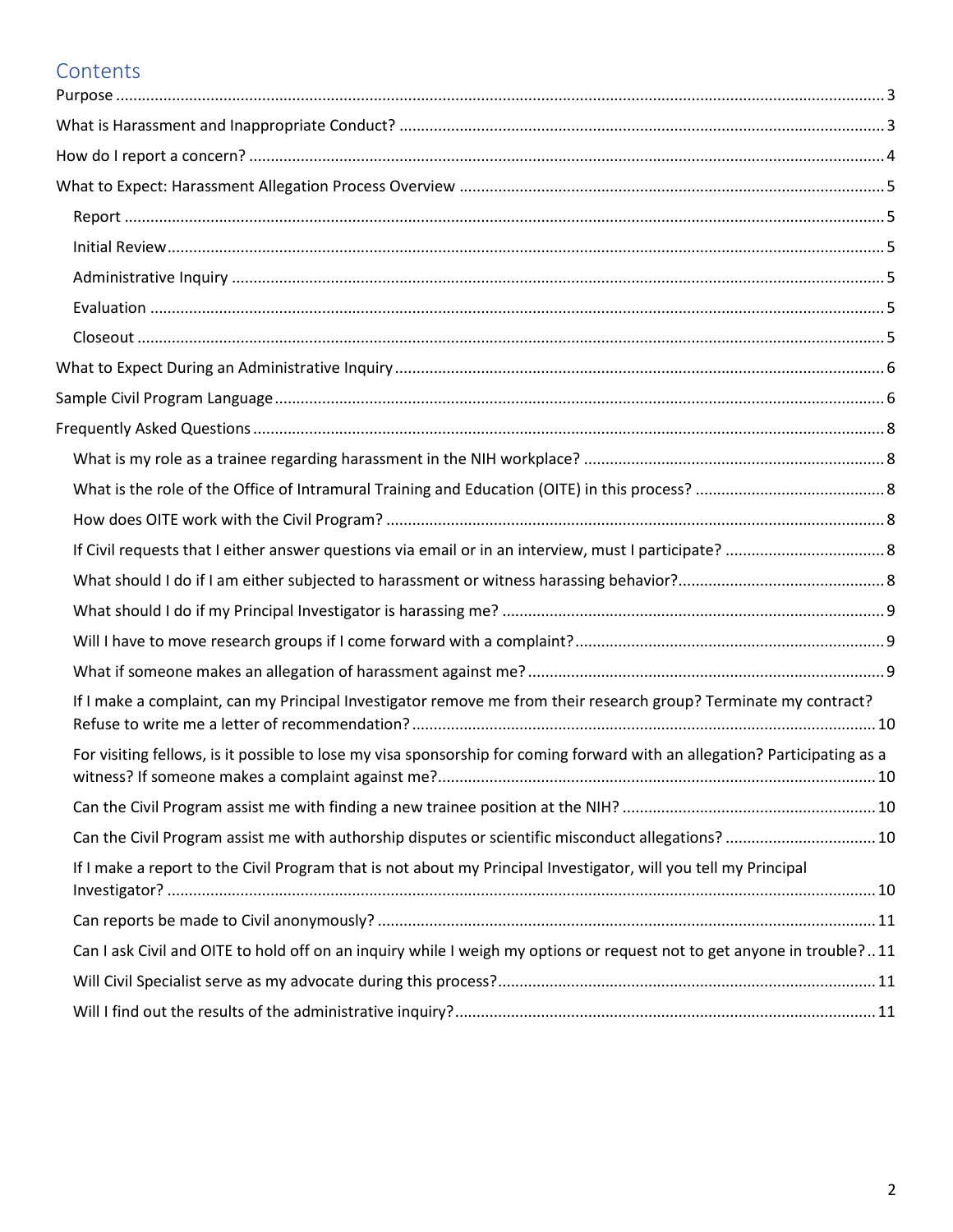# Contents

- Purpose ........ 3
- What is Harassment and Inappropriate Conduct? ........ 3
- How do I report a concern? ........ 4
- What to Expect: Harassment Allegation Process Overview ........ 5
  - Report ........ 5
  - Initial Review ........ 5
  - Administrative Inquiry ........ 5
  - Evaluation ........ 5
  - Closeout ........ 5
- What to Expect During an Administrative Inquiry ........ 6
- Sample Civil Program Language ........ 6
- Frequently Asked Questions ........ 8
  - What is my role as a trainee regarding harassment in the NIH workplace? ........ 8
  - What is the role of the Office of Intramural Training and Education (OITE) in this process? ........ 8
  - How does OITE work with the Civil Program? ........ 8
  - If Civil requests that I either answer questions via email or in an interview, must I participate? ........ 8
  - What should I do if I am either subjected to harassment or witness harassing behavior? ........ 8
  - What should I do if my Principal Investigator is harassing me? ........ 9
  - Will I have to move research groups if I come forward with a complaint? ........ 9
  - What if someone makes an allegation of harassment against me? ........ 9
  - If I make a complaint, can my Principal Investigator remove me from their research group? Terminate my contract? Refuse to write me a letter of recommendation? ........ 10
  - For visiting fellows, is it possible to lose my visa sponsorship for coming forward with an allegation? Participating as a witness? If someone makes a complaint against me? ........ 10
  - Can the Civil Program assist me with finding a new trainee position at the NIH? ........ 10
  - Can the Civil Program assist me with authorship disputes or scientific misconduct allegations? ........ 10
  - If I make a report to the Civil Program that is not about my Principal Investigator, will you tell my Principal Investigator? ........ 10
  - Can reports be made to Civil anonymously? ........ 11
  - Can I ask Civil and OITE to hold off on an inquiry while I weigh my options or request not to get anyone in trouble? ........ 11
  - Will Civil Specialist serve as my advocate during this process? ........ 11
  - Will I find out the results of the administrative inquiry? ........ 11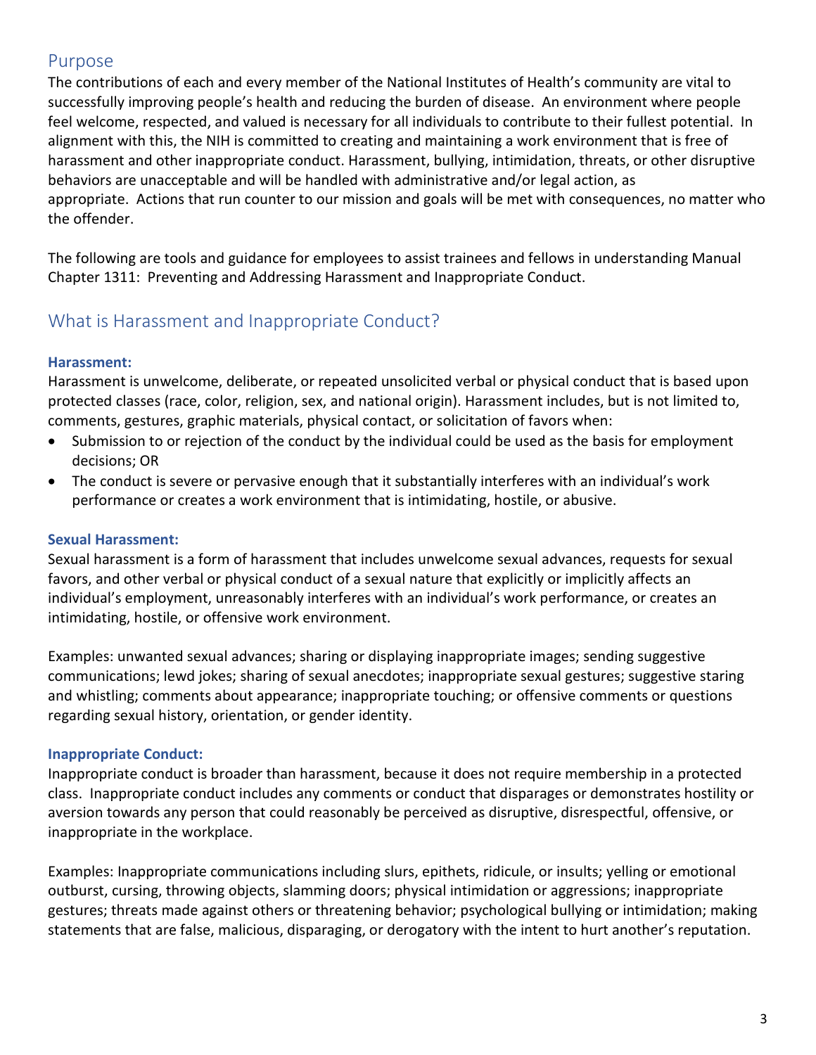## Purpose

The contributions of each and every member of the National Institutes of Health's community are vital to successfully improving people's health and reducing the burden of disease. An environment where people feel welcome, respected, and valued is necessary for all individuals to contribute to their fullest potential. In alignment with this, the NIH is committed to creating and maintaining a work environment that is free of harassment and other inappropriate conduct. Harassment, bullying, intimidation, threats, or other disruptive behaviors are unacceptable and will be handled with administrative and/or legal action, as appropriate. Actions that run counter to our mission and goals will be met with consequences, no matter who the offender.

The following are tools and guidance for employees to assist trainees and fellows in understanding Manual Chapter 1311: Preventing and Addressing Harassment and Inappropriate Conduct.

## What is Harassment and Inappropriate Conduct?

### Harassment:

Harassment is unwelcome, deliberate, or repeated unsolicited verbal or physical conduct that is based upon protected classes (race, color, religion, sex, and national origin). Harassment includes, but is not limited to, comments, gestures, graphic materials, physical contact, or solicitation of favors when:

- Submission to or rejection of the conduct by the individual could be used as the basis for employment decisions; OR
- The conduct is severe or pervasive enough that it substantially interferes with an individual's work performance or creates a work environment that is intimidating, hostile, or abusive.

### Sexual Harassment:

Sexual harassment is a form of harassment that includes unwelcome sexual advances, requests for sexual favors, and other verbal or physical conduct of a sexual nature that explicitly or implicitly affects an individual's employment, unreasonably interferes with an individual's work performance, or creates an intimidating, hostile, or offensive work environment.

Examples: unwanted sexual advances; sharing or displaying inappropriate images; sending suggestive communications; lewd jokes; sharing of sexual anecdotes; inappropriate sexual gestures; suggestive staring and whistling; comments about appearance; inappropriate touching; or offensive comments or questions regarding sexual history, orientation, or gender identity.

### Inappropriate Conduct:

Inappropriate conduct is broader than harassment, because it does not require membership in a protected class. Inappropriate conduct includes any comments or conduct that disparages or demonstrates hostility or aversion towards any person that could reasonably be perceived as disruptive, disrespectful, offensive, or inappropriate in the workplace.

Examples: Inappropriate communications including slurs, epithets, ridicule, or insults; yelling or emotional outburst, cursing, throwing objects, slamming doors; physical intimidation or aggressions; inappropriate gestures; threats made against others or threatening behavior; psychological bullying or intimidation; making statements that are false, malicious, disparaging, or derogatory with the intent to hurt another's reputation.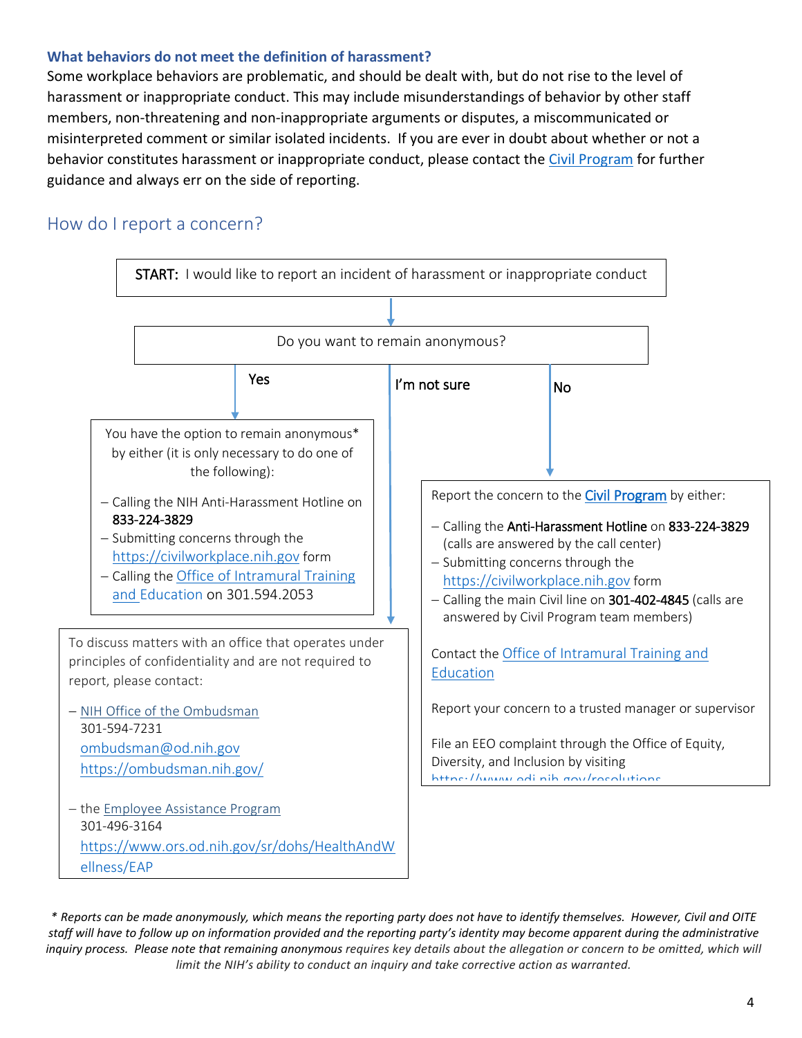### What behaviors do not meet the definition of harassment?

Some workplace behaviors are problematic, and should be dealt with, but do not rise to the level of harassment or inappropriate conduct. This may include misunderstandings of behavior by other staff members, non-threatening and non-inappropriate arguments or disputes, a miscommunicated or misinterpreted comment or similar isolated incidents. If you are ever in doubt about whether or not a behavior constitutes harassment or inappropriate conduct, please contact the Civil Program for further guidance and always err on the side of reporting.

## How do I report a concern?

**START:** I would like to report an incident of harassment or inappropriate conduct

Do you want to remain anonymous?

**Yes**

You have the option to remain anonymous* by either (it is only necessary to do one of the following):

- Calling the NIH Anti-Harassment Hotline on 833-224-3829
- Submitting concerns through the https://civilworkplace.nih.gov form
- Calling the Office of Intramural Training and Education on 301.594.2053

**I'm not sure**

To discuss matters with an office that operates under principles of confidentiality and are not required to report, please contact:

- NIH Office of the Ombudsman
  301-594-7231
  ombudsman@od.nih.gov
  https://ombudsman.nih.gov/
- the Employee Assistance Program
  301-496-3164
  https://www.ors.od.nih.gov/sr/dohs/HealthAndWellness/EAP

**No**

Report the concern to the Civil Program by either:

- Calling the Anti-Harassment Hotline on 833-224-3829 (calls are answered by the call center)
- Submitting concerns through the https://civilworkplace.nih.gov form
- Calling the main Civil line on 301-402-4845 (calls are answered by Civil Program team members)

Contact the Office of Intramural Training and Education

Report your concern to a trusted manager or supervisor

File an EEO complaint through the Office of Equity, Diversity, and Inclusion by visiting https://www.edi.nih.gov/resolutions

*\* Reports can be made anonymously, which means the reporting party does not have to identify themselves. However, Civil and OITE staff will have to follow up on information provided and the reporting party's identity may become apparent during the administrative inquiry process. Please note that remaining anonymous requires key details about the allegation or concern to be omitted, which will limit the NIH's ability to conduct an inquiry and take corrective action as warranted.*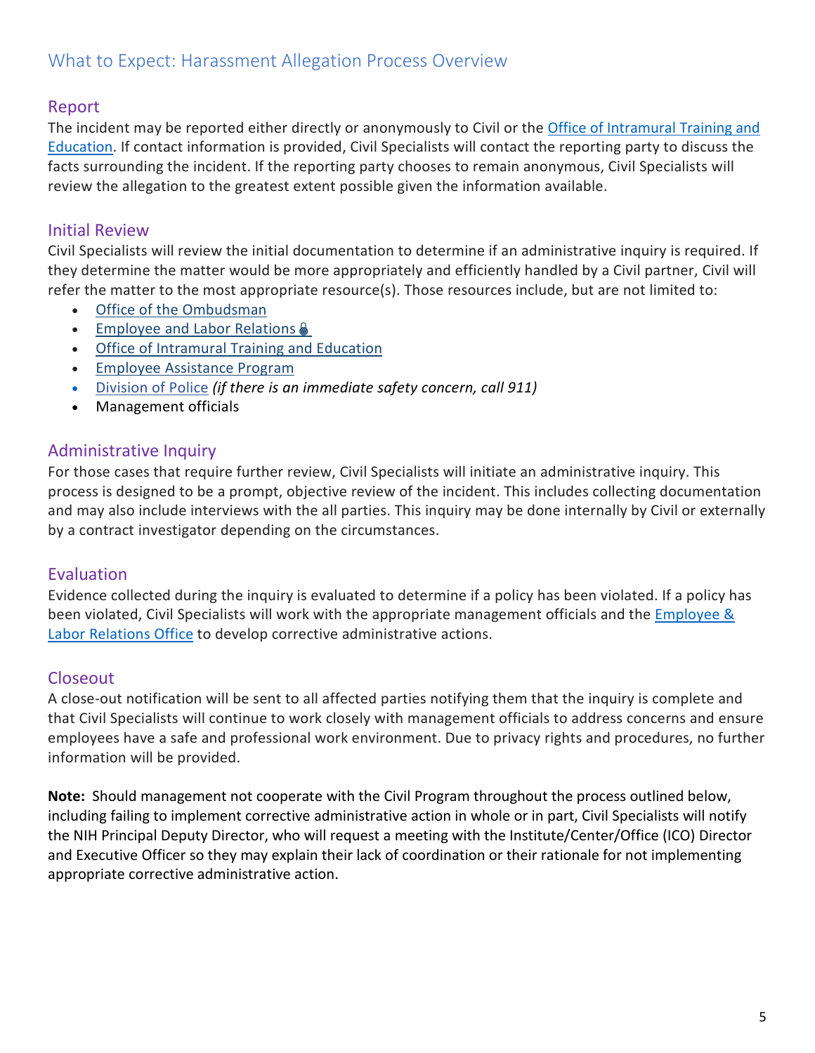## What to Expect: Harassment Allegation Process Overview

### Report

The incident may be reported either directly or anonymously to Civil or the Office of Intramural Training and Education. If contact information is provided, Civil Specialists will contact the reporting party to discuss the facts surrounding the incident. If the reporting party chooses to remain anonymous, Civil Specialists will review the allegation to the greatest extent possible given the information available.

### Initial Review

Civil Specialists will review the initial documentation to determine if an administrative inquiry is required. If they determine the matter would be more appropriately and efficiently handled by a Civil partner, Civil will refer the matter to the most appropriate resource(s). Those resources include, but are not limited to:

- Office of the Ombudsman
- Employee and Labor Relations
- Office of Intramural Training and Education
- Employee Assistance Program
- Division of Police *(if there is an immediate safety concern, call 911)*
- Management officials

### Administrative Inquiry

For those cases that require further review, Civil Specialists will initiate an administrative inquiry. This process is designed to be a prompt, objective review of the incident. This includes collecting documentation and may also include interviews with the all parties. This inquiry may be done internally by Civil or externally by a contract investigator depending on the circumstances.

### Evaluation

Evidence collected during the inquiry is evaluated to determine if a policy has been violated. If a policy has been violated, Civil Specialists will work with the appropriate management officials and the Employee & Labor Relations Office to develop corrective administrative actions.

### Closeout

A close-out notification will be sent to all affected parties notifying them that the inquiry is complete and that Civil Specialists will continue to work closely with management officials to address concerns and ensure employees have a safe and professional work environment. Due to privacy rights and procedures, no further information will be provided.

**Note:** Should management not cooperate with the Civil Program throughout the process outlined below, including failing to implement corrective administrative action in whole or in part, Civil Specialists will notify the NIH Principal Deputy Director, who will request a meeting with the Institute/Center/Office (ICO) Director and Executive Officer so they may explain their lack of coordination or their rationale for not implementing appropriate corrective administrative action.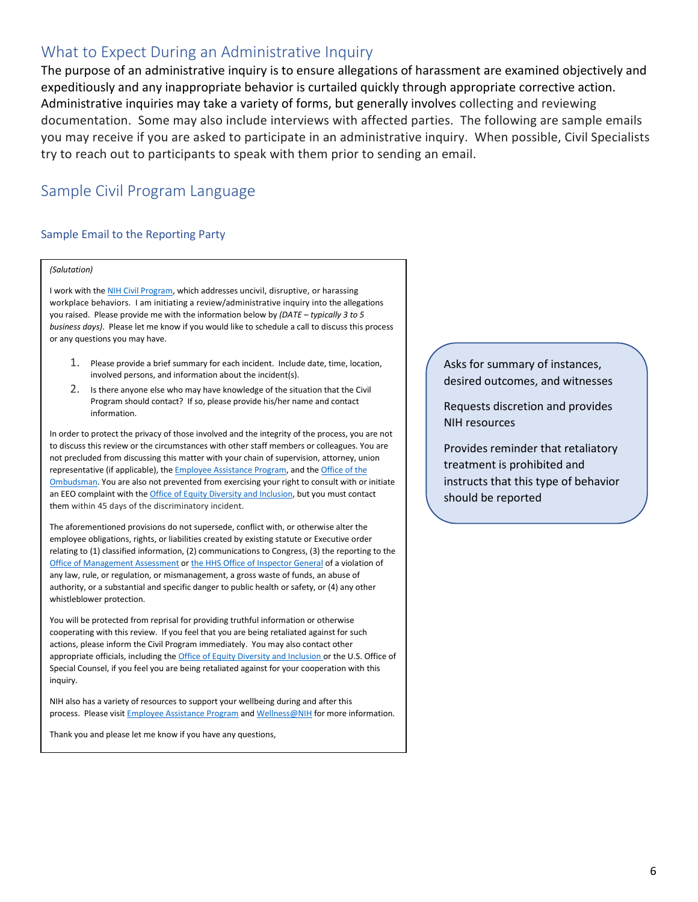## What to Expect During an Administrative Inquiry

The purpose of an administrative inquiry is to ensure allegations of harassment are examined objectively and expeditiously and any inappropriate behavior is curtailed quickly through appropriate corrective action. Administrative inquiries may take a variety of forms, but generally involves collecting and reviewing documentation. Some may also include interviews with affected parties. The following are sample emails you may receive if you are asked to participate in an administrative inquiry. When possible, Civil Specialists try to reach out to participants to speak with them prior to sending an email.

## Sample Civil Program Language

### Sample Email to the Reporting Party

*(Salutation)*

I work with the NIH Civil Program, which addresses uncivil, disruptive, or harassing workplace behaviors. I am initiating a review/administrative inquiry into the allegations you raised. Please provide me with the information below by *(DATE – typically 3 to 5 business days)*. Please let me know if you would like to schedule a call to discuss this process or any questions you may have.

1. Please provide a brief summary for each incident. Include date, time, location, involved persons, and information about the incident(s).
2. Is there anyone else who may have knowledge of the situation that the Civil Program should contact? If so, please provide his/her name and contact information.

In order to protect the privacy of those involved and the integrity of the process, you are not to discuss this review or the circumstances with other staff members or colleagues. You are not precluded from discussing this matter with your chain of supervision, attorney, union representative (if applicable), the Employee Assistance Program, and the Office of the Ombudsman. You are also not prevented from exercising your right to consult with or initiate an EEO complaint with the Office of Equity Diversity and Inclusion, but you must contact them within 45 days of the discriminatory incident.

The aforementioned provisions do not supersede, conflict with, or otherwise alter the employee obligations, rights, or liabilities created by existing statute or Executive order relating to (1) classified information, (2) communications to Congress, (3) the reporting to the Office of Management Assessment or the HHS Office of Inspector General of a violation of any law, rule, or regulation, or mismanagement, a gross waste of funds, an abuse of authority, or a substantial and specific danger to public health or safety, or (4) any other whistleblower protection.

You will be protected from reprisal for providing truthful information or otherwise cooperating with this review. If you feel that you are being retaliated against for such actions, please inform the Civil Program immediately. You may also contact other appropriate officials, including the Office of Equity Diversity and Inclusion or the U.S. Office of Special Counsel, if you feel you are being retaliated against for your cooperation with this inquiry.

NIH also has a variety of resources to support your wellbeing during and after this process. Please visit Employee Assistance Program and Wellness@NIH for more information.

Thank you and please let me know if you have any questions,

> Asks for summary of instances, desired outcomes, and witnesses
>
> Requests discretion and provides NIH resources
>
> Provides reminder that retaliatory treatment is prohibited and instructs that this type of behavior should be reported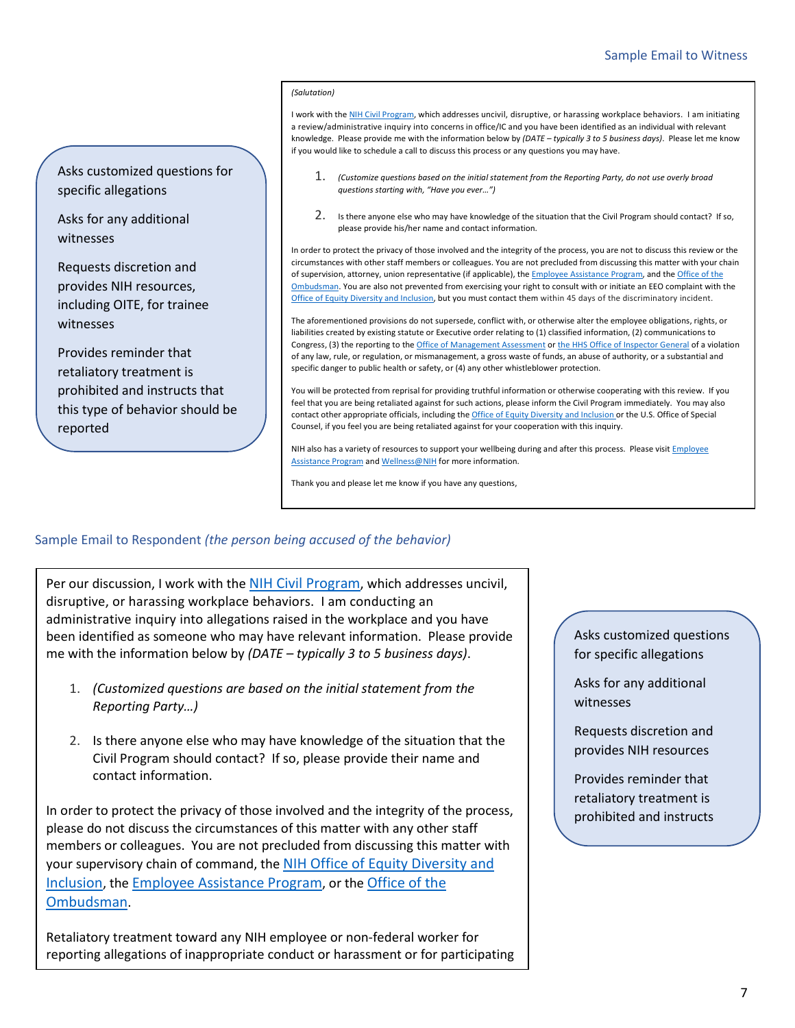## Sample Email to Witness

> Asks customized questions for specific allegations
>
> Asks for any additional witnesses
>
> Requests discretion and provides NIH resources, including OITE, for trainee witnesses
>
> Provides reminder that retaliatory treatment is prohibited and instructs that this type of behavior should be reported

*(Salutation)*

I work with the NIH Civil Program, which addresses uncivil, disruptive, or harassing workplace behaviors. I am initiating a review/administrative inquiry into concerns in office/IC and you have been identified as an individual with relevant knowledge. Please provide me with the information below by *(DATE – typically 3 to 5 business days)*. Please let me know if you would like to schedule a call to discuss this process or any questions you may have.

1. *(Customize questions based on the initial statement from the Reporting Party, do not use overly broad questions starting with, "Have you ever…")*
2. Is there anyone else who may have knowledge of the situation that the Civil Program should contact? If so, please provide his/her name and contact information.

In order to protect the privacy of those involved and the integrity of the process, you are not to discuss this review or the circumstances with other staff members or colleagues. You are not precluded from discussing this matter with your chain of supervision, attorney, union representative (if applicable), the Employee Assistance Program, and the Office of the Ombudsman. You are also not prevented from exercising your right to consult with or initiate an EEO complaint with the Office of Equity Diversity and Inclusion, but you must contact them within 45 days of the discriminatory incident.

The aforementioned provisions do not supersede, conflict with, or otherwise alter the employee obligations, rights, or liabilities created by existing statute or Executive order relating to (1) classified information, (2) communications to Congress, (3) the reporting to the Office of Management Assessment or the HHS Office of Inspector General of a violation of any law, rule, or regulation, or mismanagement, a gross waste of funds, an abuse of authority, or a substantial and specific danger to public health or safety, or (4) any other whistleblower protection.

You will be protected from reprisal for providing truthful information or otherwise cooperating with this review. If you feel that you are being retaliated against for such actions, please inform the Civil Program immediately. You may also contact other appropriate officials, including the Office of Equity Diversity and Inclusion or the U.S. Office of Special Counsel, if you feel you are being retaliated against for your cooperation with this inquiry.

NIH also has a variety of resources to support your wellbeing during and after this process. Please visit Employee Assistance Program and Wellness@NIH for more information.

Thank you and please let me know if you have any questions,

## Sample Email to Respondent *(the person being accused of the behavior)*

> Asks customized questions for specific allegations
>
> Asks for any additional witnesses
>
> Requests discretion and provides NIH resources
>
> Provides reminder that retaliatory treatment is prohibited and instructs

Per our discussion, I work with the NIH Civil Program, which addresses uncivil, disruptive, or harassing workplace behaviors. I am conducting an administrative inquiry into allegations raised in the workplace and you have been identified as someone who may have relevant information. Please provide me with the information below by *(DATE – typically 3 to 5 business days)*.

1. *(Customized questions are based on the initial statement from the Reporting Party…)*
2. Is there anyone else who may have knowledge of the situation that the Civil Program should contact? If so, please provide their name and contact information.

In order to protect the privacy of those involved and the integrity of the process, please do not discuss the circumstances of this matter with any other staff members or colleagues. You are not precluded from discussing this matter with your supervisory chain of command, the NIH Office of Equity Diversity and Inclusion, the Employee Assistance Program, or the Office of the Ombudsman.

Retaliatory treatment toward any NIH employee or non-federal worker for reporting allegations of inappropriate conduct or harassment or for participating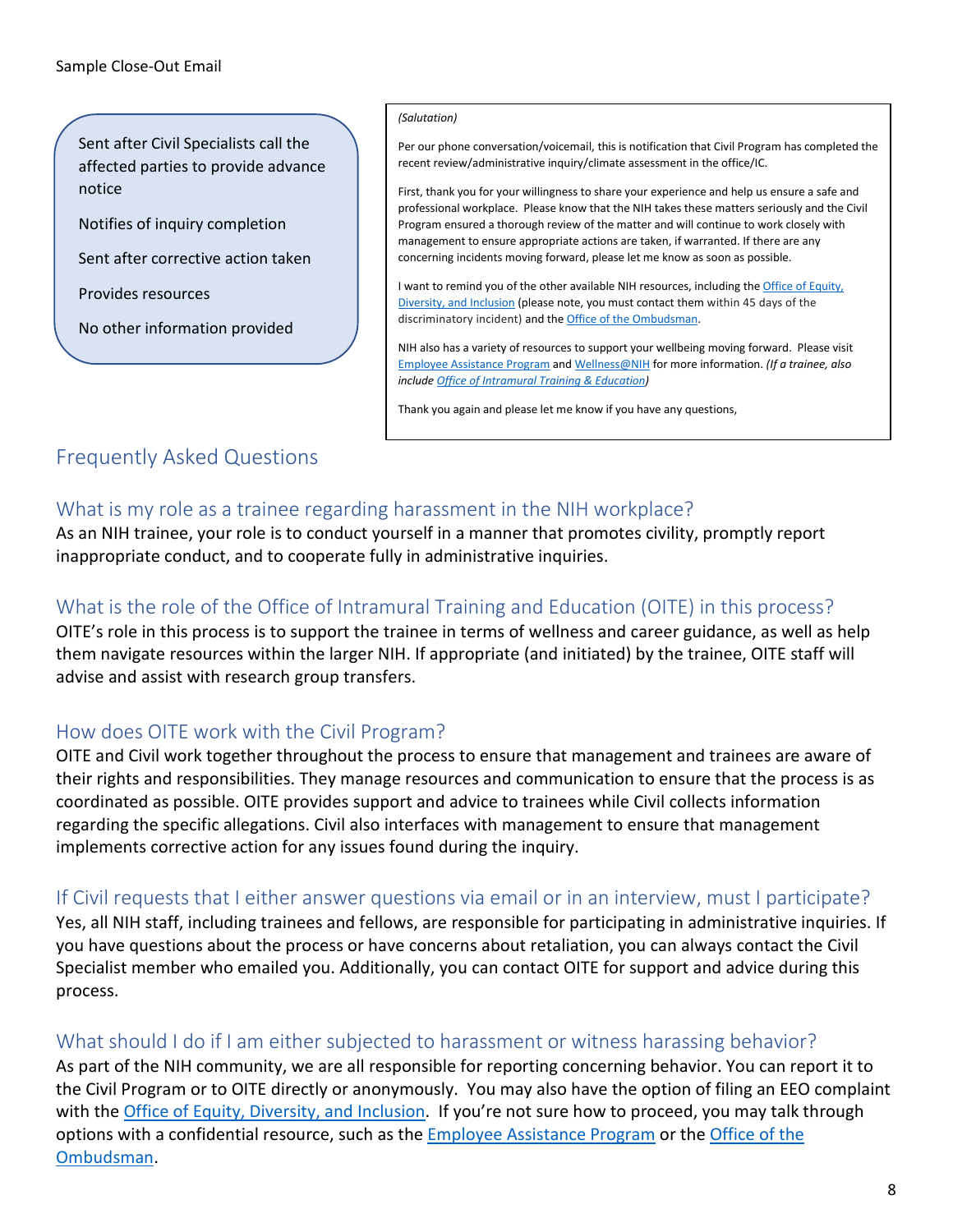Sample Close-Out Email

Sent after Civil Specialists call the affected parties to provide advance notice

Notifies of inquiry completion

Sent after corrective action taken

Provides resources

No other information provided

*(Salutation)*

Per our phone conversation/voicemail, this is notification that Civil Program has completed the recent review/administrative inquiry/climate assessment in the office/IC.

First, thank you for your willingness to share your experience and help us ensure a safe and professional workplace. Please know that the NIH takes these matters seriously and the Civil Program ensured a thorough review of the matter and will continue to work closely with management to ensure appropriate actions are taken, if warranted. If there are any concerning incidents moving forward, please let me know as soon as possible.

I want to remind you of the other available NIH resources, including the Office of Equity, Diversity, and Inclusion (please note, you must contact them within 45 days of the discriminatory incident) and the Office of the Ombudsman.

NIH also has a variety of resources to support your wellbeing moving forward. Please visit Employee Assistance Program and Wellness@NIH for more information. *(If a trainee, also include Office of Intramural Training & Education)*

Thank you again and please let me know if you have any questions,

## Frequently Asked Questions

### What is my role as a trainee regarding harassment in the NIH workplace?

As an NIH trainee, your role is to conduct yourself in a manner that promotes civility, promptly report inappropriate conduct, and to cooperate fully in administrative inquiries.

### What is the role of the Office of Intramural Training and Education (OITE) in this process?

OITE's role in this process is to support the trainee in terms of wellness and career guidance, as well as help them navigate resources within the larger NIH. If appropriate (and initiated) by the trainee, OITE staff will advise and assist with research group transfers.

### How does OITE work with the Civil Program?

OITE and Civil work together throughout the process to ensure that management and trainees are aware of their rights and responsibilities. They manage resources and communication to ensure that the process is as coordinated as possible. OITE provides support and advice to trainees while Civil collects information regarding the specific allegations. Civil also interfaces with management to ensure that management implements corrective action for any issues found during the inquiry.

### If Civil requests that I either answer questions via email or in an interview, must I participate?

Yes, all NIH staff, including trainees and fellows, are responsible for participating in administrative inquiries. If you have questions about the process or have concerns about retaliation, you can always contact the Civil Specialist member who emailed you. Additionally, you can contact OITE for support and advice during this process.

### What should I do if I am either subjected to harassment or witness harassing behavior?

As part of the NIH community, we are all responsible for reporting concerning behavior. You can report it to the Civil Program or to OITE directly or anonymously. You may also have the option of filing an EEO complaint with the Office of Equity, Diversity, and Inclusion. If you're not sure how to proceed, you may talk through options with a confidential resource, such as the Employee Assistance Program or the Office of the Ombudsman.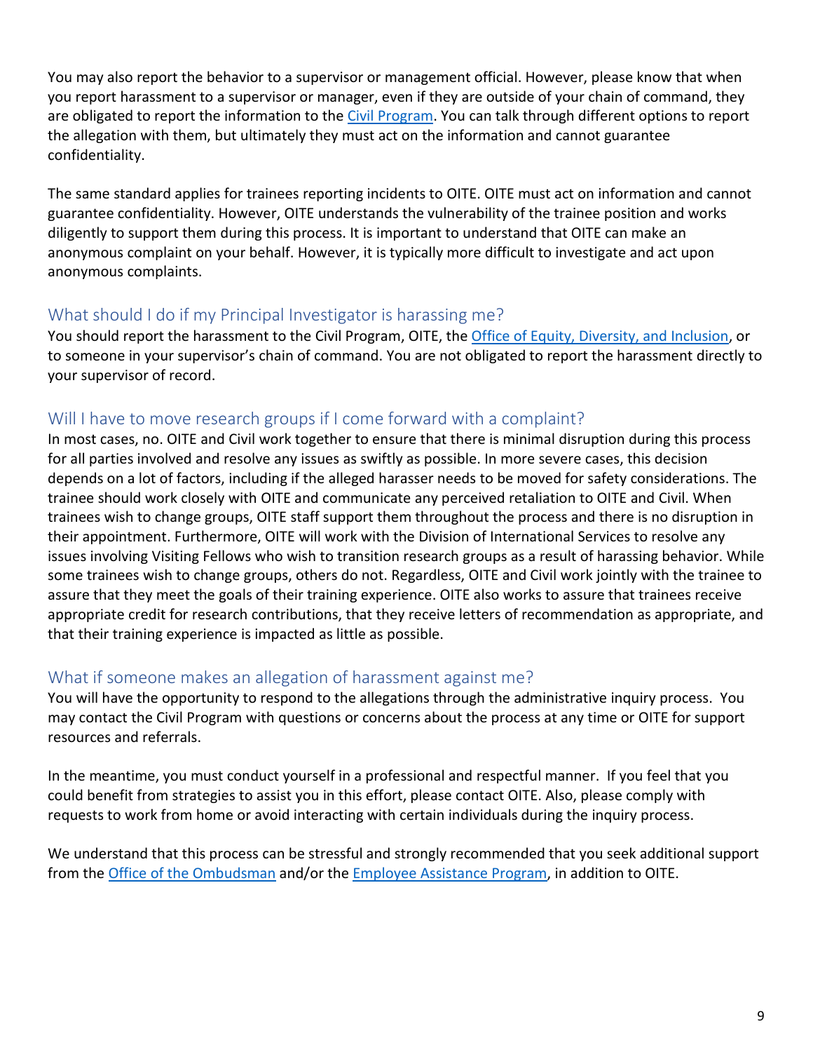You may also report the behavior to a supervisor or management official. However, please know that when you report harassment to a supervisor or manager, even if they are outside of your chain of command, they are obligated to report the information to the [Civil Program](). You can talk through different options to report the allegation with them, but ultimately they must act on the information and cannot guarantee confidentiality.

The same standard applies for trainees reporting incidents to OITE. OITE must act on information and cannot guarantee confidentiality. However, OITE understands the vulnerability of the trainee position and works diligently to support them during this process. It is important to understand that OITE can make an anonymous complaint on your behalf. However, it is typically more difficult to investigate and act upon anonymous complaints.

## What should I do if my Principal Investigator is harassing me?

You should report the harassment to the Civil Program, OITE, the Office of Equity, Diversity, and Inclusion, or to someone in your supervisor's chain of command. You are not obligated to report the harassment directly to your supervisor of record.

## Will I have to move research groups if I come forward with a complaint?

In most cases, no. OITE and Civil work together to ensure that there is minimal disruption during this process for all parties involved and resolve any issues as swiftly as possible. In more severe cases, this decision depends on a lot of factors, including if the alleged harasser needs to be moved for safety considerations. The trainee should work closely with OITE and communicate any perceived retaliation to OITE and Civil. When trainees wish to change groups, OITE staff support them throughout the process and there is no disruption in their appointment. Furthermore, OITE will work with the Division of International Services to resolve any issues involving Visiting Fellows who wish to transition research groups as a result of harassing behavior. While some trainees wish to change groups, others do not. Regardless, OITE and Civil work jointly with the trainee to assure that they meet the goals of their training experience. OITE also works to assure that trainees receive appropriate credit for research contributions, that they receive letters of recommendation as appropriate, and that their training experience is impacted as little as possible.

## What if someone makes an allegation of harassment against me?

You will have the opportunity to respond to the allegations through the administrative inquiry process. You may contact the Civil Program with questions or concerns about the process at any time or OITE for support resources and referrals.

In the meantime, you must conduct yourself in a professional and respectful manner. If you feel that you could benefit from strategies to assist you in this effort, please contact OITE. Also, please comply with requests to work from home or avoid interacting with certain individuals during the inquiry process.

We understand that this process can be stressful and strongly recommended that you seek additional support from the Office of the Ombudsman and/or the Employee Assistance Program, in addition to OITE.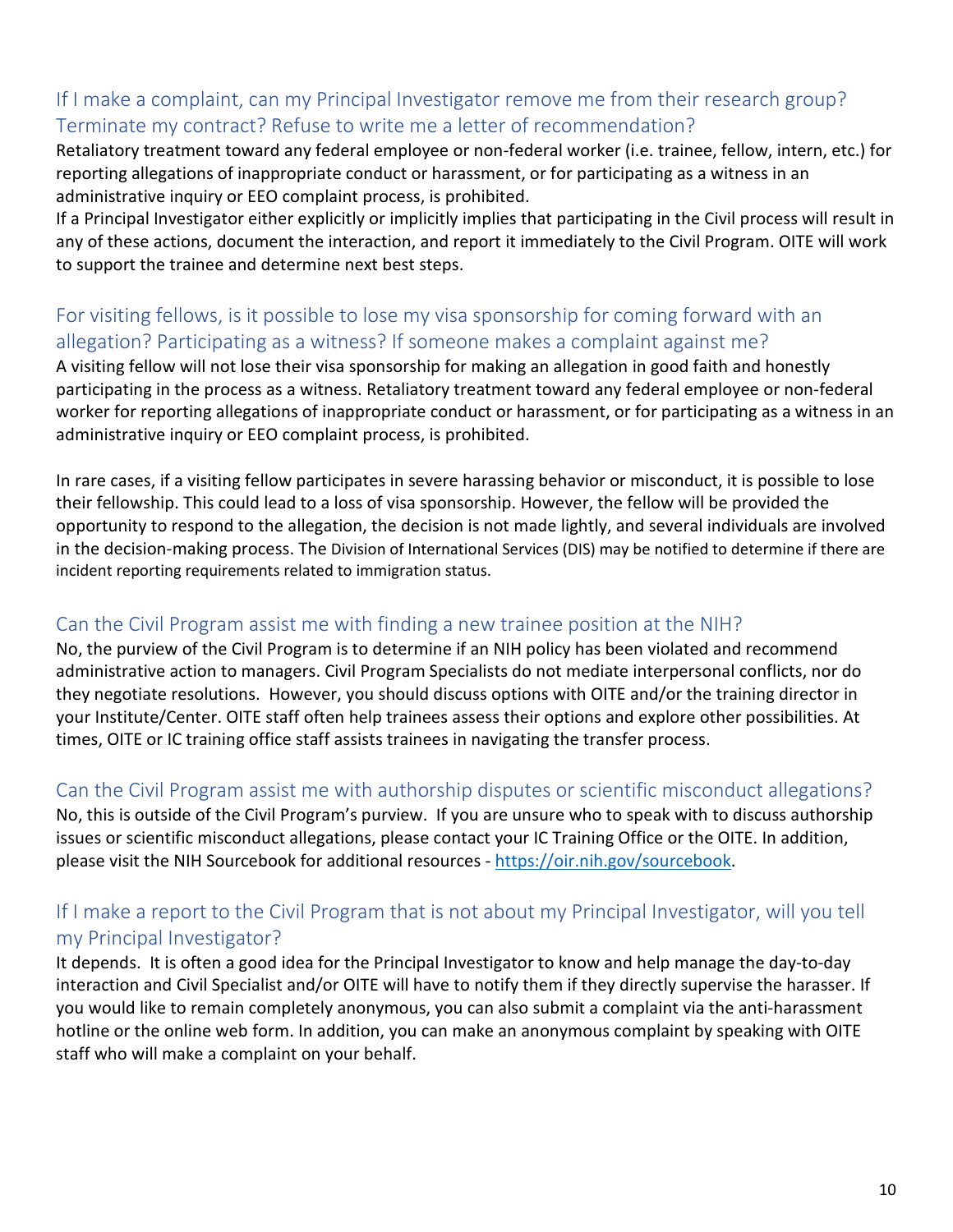## If I make a complaint, can my Principal Investigator remove me from their research group? Terminate my contract? Refuse to write me a letter of recommendation?

Retaliatory treatment toward any federal employee or non-federal worker (i.e. trainee, fellow, intern, etc.) for reporting allegations of inappropriate conduct or harassment, or for participating as a witness in an administrative inquiry or EEO complaint process, is prohibited.

If a Principal Investigator either explicitly or implicitly implies that participating in the Civil process will result in any of these actions, document the interaction, and report it immediately to the Civil Program. OITE will work to support the trainee and determine next best steps.

## For visiting fellows, is it possible to lose my visa sponsorship for coming forward with an allegation? Participating as a witness? If someone makes a complaint against me?

A visiting fellow will not lose their visa sponsorship for making an allegation in good faith and honestly participating in the process as a witness. Retaliatory treatment toward any federal employee or non-federal worker for reporting allegations of inappropriate conduct or harassment, or for participating as a witness in an administrative inquiry or EEO complaint process, is prohibited.

In rare cases, if a visiting fellow participates in severe harassing behavior or misconduct, it is possible to lose their fellowship. This could lead to a loss of visa sponsorship. However, the fellow will be provided the opportunity to respond to the allegation, the decision is not made lightly, and several individuals are involved in the decision-making process. The Division of International Services (DIS) may be notified to determine if there are incident reporting requirements related to immigration status.

## Can the Civil Program assist me with finding a new trainee position at the NIH?

No, the purview of the Civil Program is to determine if an NIH policy has been violated and recommend administrative action to managers. Civil Program Specialists do not mediate interpersonal conflicts, nor do they negotiate resolutions. However, you should discuss options with OITE and/or the training director in your Institute/Center. OITE staff often help trainees assess their options and explore other possibilities. At times, OITE or IC training office staff assists trainees in navigating the transfer process.

## Can the Civil Program assist me with authorship disputes or scientific misconduct allegations?

No, this is outside of the Civil Program's purview. If you are unsure who to speak with to discuss authorship issues or scientific misconduct allegations, please contact your IC Training Office or the OITE. In addition, please visit the NIH Sourcebook for additional resources - https://oir.nih.gov/sourcebook.

## If I make a report to the Civil Program that is not about my Principal Investigator, will you tell my Principal Investigator?

It depends. It is often a good idea for the Principal Investigator to know and help manage the day-to-day interaction and Civil Specialist and/or OITE will have to notify them if they directly supervise the harasser. If you would like to remain completely anonymous, you can also submit a complaint via the anti-harassment hotline or the online web form. In addition, you can make an anonymous complaint by speaking with OITE staff who will make a complaint on your behalf.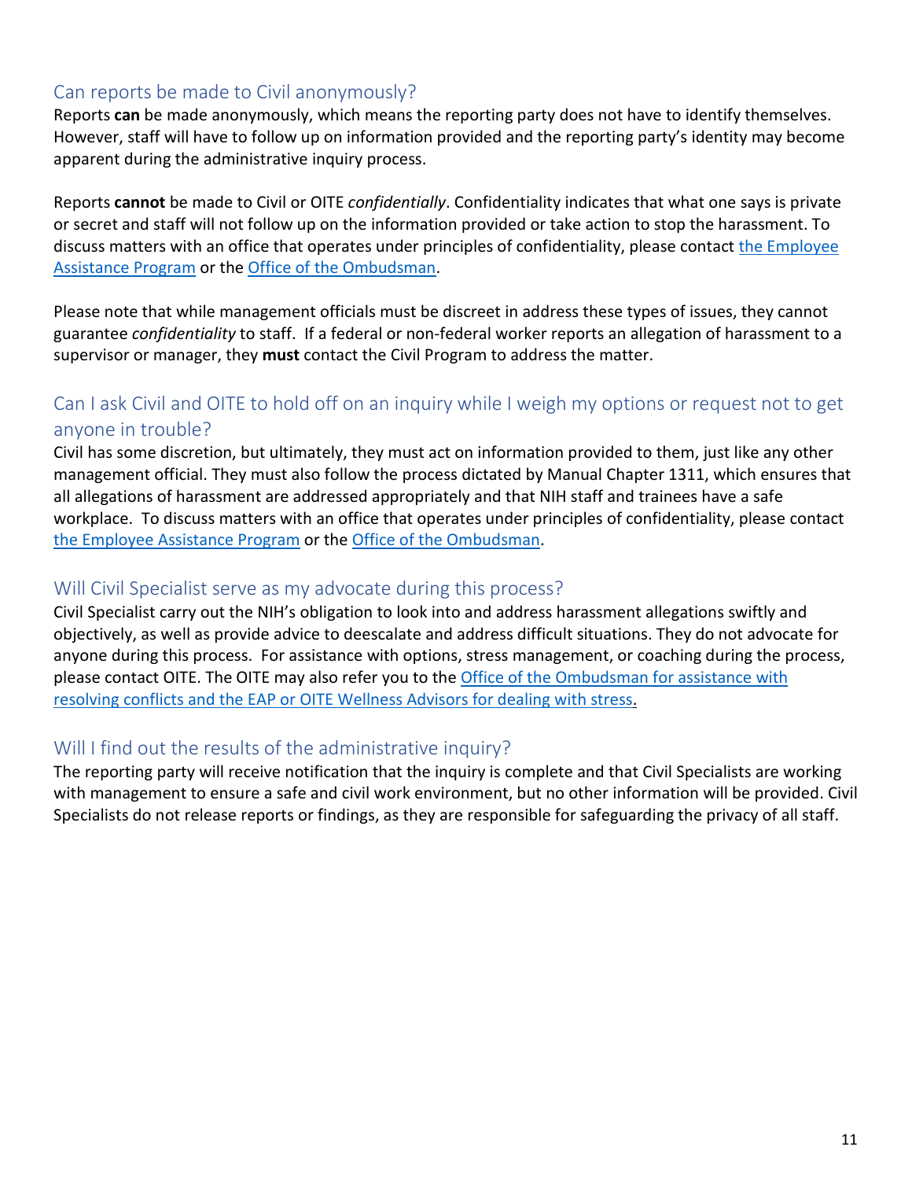## Can reports be made to Civil anonymously?

Reports **can** be made anonymously, which means the reporting party does not have to identify themselves. However, staff will have to follow up on information provided and the reporting party's identity may become apparent during the administrative inquiry process.

Reports **cannot** be made to Civil or OITE *confidentially*. Confidentiality indicates that what one says is private or secret and staff will not follow up on the information provided or take action to stop the harassment. To discuss matters with an office that operates under principles of confidentiality, please contact the Employee Assistance Program or the Office of the Ombudsman.

Please note that while management officials must be discreet in address these types of issues, they cannot guarantee *confidentiality* to staff. If a federal or non-federal worker reports an allegation of harassment to a supervisor or manager, they **must** contact the Civil Program to address the matter.

## Can I ask Civil and OITE to hold off on an inquiry while I weigh my options or request not to get anyone in trouble?

Civil has some discretion, but ultimately, they must act on information provided to them, just like any other management official. They must also follow the process dictated by Manual Chapter 1311, which ensures that all allegations of harassment are addressed appropriately and that NIH staff and trainees have a safe workplace. To discuss matters with an office that operates under principles of confidentiality, please contact the Employee Assistance Program or the Office of the Ombudsman.

## Will Civil Specialist serve as my advocate during this process?

Civil Specialist carry out the NIH's obligation to look into and address harassment allegations swiftly and objectively, as well as provide advice to deescalate and address difficult situations. They do not advocate for anyone during this process. For assistance with options, stress management, or coaching during the process, please contact OITE. The OITE may also refer you to the Office of the Ombudsman for assistance with resolving conflicts and the EAP or OITE Wellness Advisors for dealing with stress.

## Will I find out the results of the administrative inquiry?

The reporting party will receive notification that the inquiry is complete and that Civil Specialists are working with management to ensure a safe and civil work environment, but no other information will be provided. Civil Specialists do not release reports or findings, as they are responsible for safeguarding the privacy of all staff.